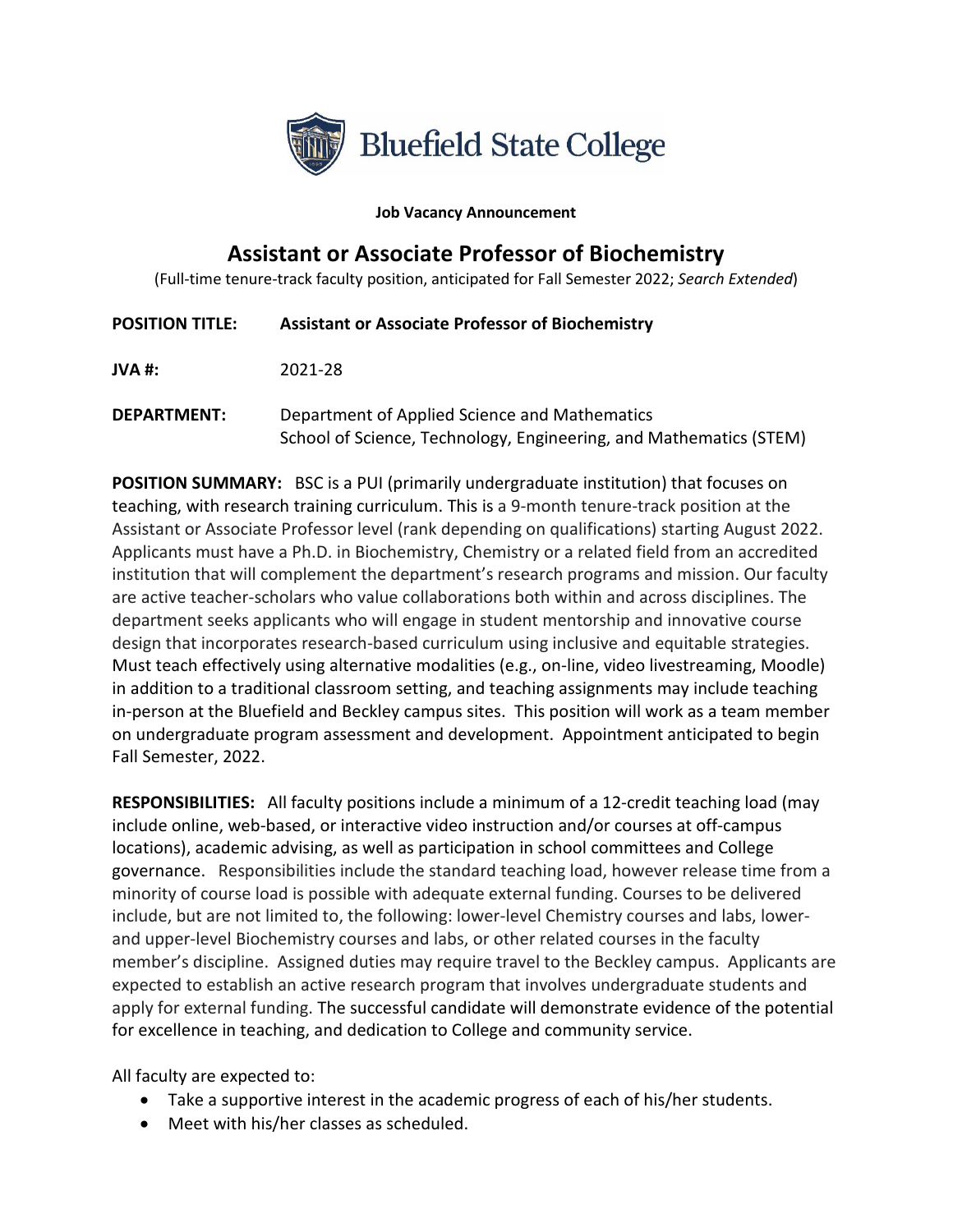Bluefield State College

**Job Vacancy Announcement**

# Assistant or Associate Professor of Biochemistry

(Full-time tenure-track faculty position, anticipated for Fall Semester 2022; *Search Extended*)

**POSITION TITLE:** **Assistant or Associate Professor of Biochemistry**

**JVA #:** 2021-28

**DEPARTMENT:** Department of Applied Science and Mathematics
School of Science, Technology, Engineering, and Mathematics (STEM)

**POSITION SUMMARY:** BSC is a PUI (primarily undergraduate institution) that focuses on teaching, with research training curriculum. This is a 9-month tenure-track position at the Assistant or Associate Professor level (rank depending on qualifications) starting August 2022. Applicants must have a Ph.D. in Biochemistry, Chemistry or a related field from an accredited institution that will complement the department's research programs and mission. Our faculty are active teacher-scholars who value collaborations both within and across disciplines. The department seeks applicants who will engage in student mentorship and innovative course design that incorporates research-based curriculum using inclusive and equitable strategies. Must teach effectively using alternative modalities (e.g., on-line, video livestreaming, Moodle) in addition to a traditional classroom setting, and teaching assignments may include teaching in-person at the Bluefield and Beckley campus sites. This position will work as a team member on undergraduate program assessment and development. Appointment anticipated to begin Fall Semester, 2022.

**RESPONSIBILITIES:** All faculty positions include a minimum of a 12-credit teaching load (may include online, web-based, or interactive video instruction and/or courses at off-campus locations), academic advising, as well as participation in school committees and College governance. Responsibilities include the standard teaching load, however release time from a minority of course load is possible with adequate external funding. Courses to be delivered include, but are not limited to, the following: lower-level Chemistry courses and labs, lower- and upper-level Biochemistry courses and labs, or other related courses in the faculty member's discipline. Assigned duties may require travel to the Beckley campus. Applicants are expected to establish an active research program that involves undergraduate students and apply for external funding. The successful candidate will demonstrate evidence of the potential for excellence in teaching, and dedication to College and community service.

All faculty are expected to:

- Take a supportive interest in the academic progress of each of his/her students.
- Meet with his/her classes as scheduled.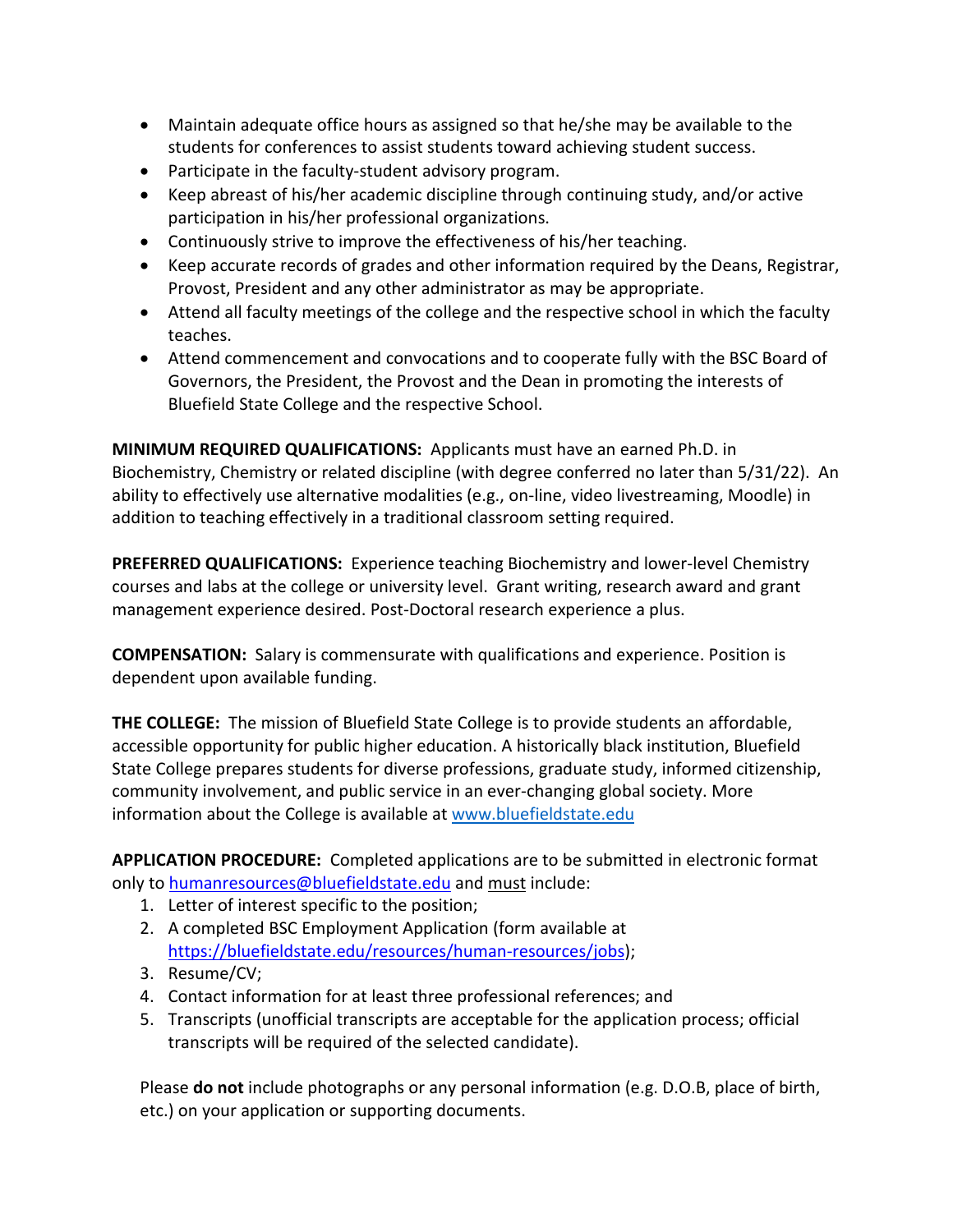- Maintain adequate office hours as assigned so that he/she may be available to the students for conferences to assist students toward achieving student success.
- Participate in the faculty-student advisory program.
- Keep abreast of his/her academic discipline through continuing study, and/or active participation in his/her professional organizations.
- Continuously strive to improve the effectiveness of his/her teaching.
- Keep accurate records of grades and other information required by the Deans, Registrar, Provost, President and any other administrator as may be appropriate.
- Attend all faculty meetings of the college and the respective school in which the faculty teaches.
- Attend commencement and convocations and to cooperate fully with the BSC Board of Governors, the President, the Provost and the Dean in promoting the interests of Bluefield State College and the respective School.

**MINIMUM REQUIRED QUALIFICATIONS:** Applicants must have an earned Ph.D. in Biochemistry, Chemistry or related discipline (with degree conferred no later than 5/31/22). An ability to effectively use alternative modalities (e.g., on-line, video livestreaming, Moodle) in addition to teaching effectively in a traditional classroom setting required.

**PREFERRED QUALIFICATIONS:** Experience teaching Biochemistry and lower-level Chemistry courses and labs at the college or university level. Grant writing, research award and grant management experience desired. Post-Doctoral research experience a plus.

**COMPENSATION:** Salary is commensurate with qualifications and experience. Position is dependent upon available funding.

**THE COLLEGE:** The mission of Bluefield State College is to provide students an affordable, accessible opportunity for public higher education. A historically black institution, Bluefield State College prepares students for diverse professions, graduate study, informed citizenship, community involvement, and public service in an ever-changing global society. More information about the College is available at [www.bluefieldstate.edu](http://www.bluefieldstate.edu)

**APPLICATION PROCEDURE:** Completed applications are to be submitted in electronic format only to [humanresources@bluefieldstate.edu](mailto:humanresources@bluefieldstate.edu) and <u>must</u> include:

1. Letter of interest specific to the position;
2. A completed BSC Employment Application (form available at [https://bluefieldstate.edu/resources/human-resources/jobs](https://bluefieldstate.edu/resources/human-resources/jobs));
3. Resume/CV;
4. Contact information for at least three professional references; and
5. Transcripts (unofficial transcripts are acceptable for the application process; official transcripts will be required of the selected candidate).

Please **do not** include photographs or any personal information (e.g. D.O.B, place of birth, etc.) on your application or supporting documents.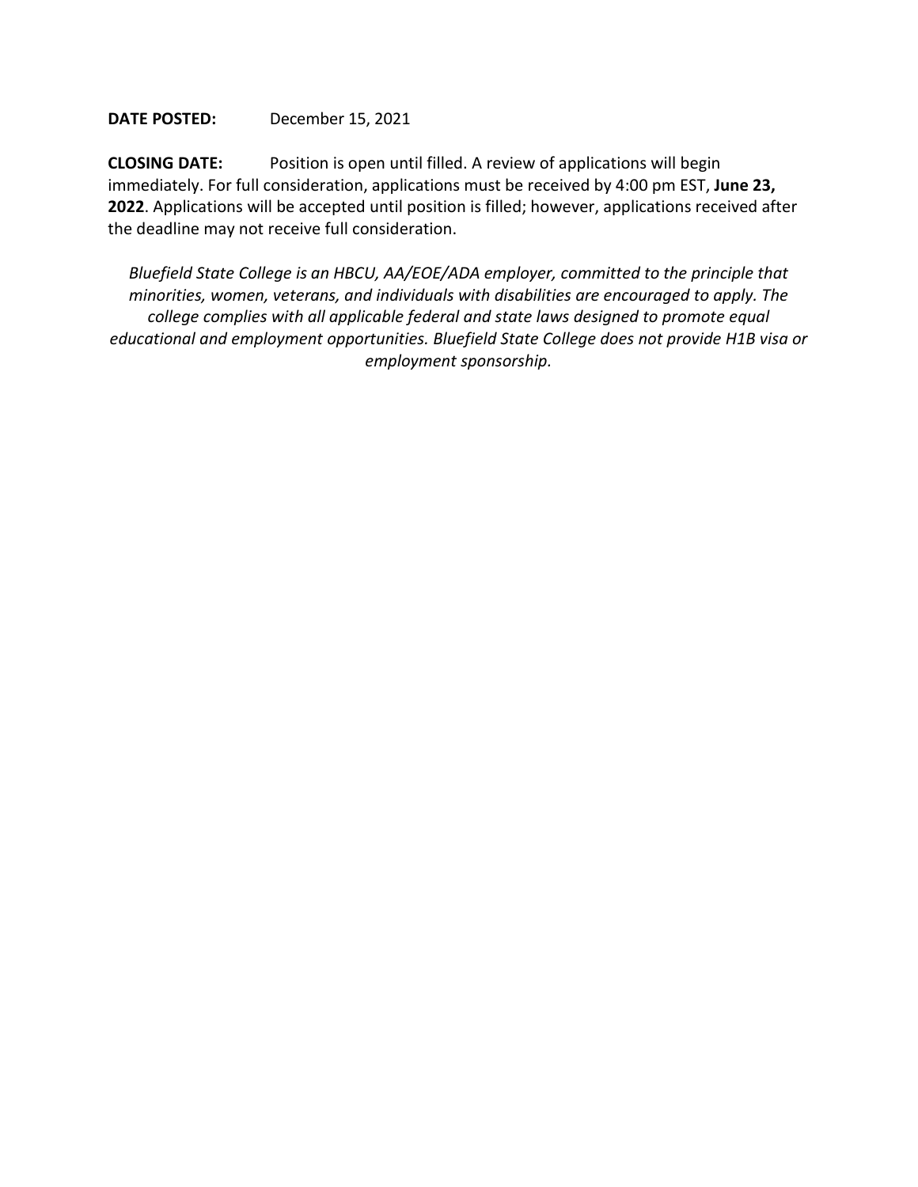**DATE POSTED:** December 15, 2021

**CLOSING DATE:** Position is open until filled. A review of applications will begin immediately. For full consideration, applications must be received by 4:00 pm EST, **June 23, 2022**. Applications will be accepted until position is filled; however, applications received after the deadline may not receive full consideration.

*Bluefield State College is an HBCU, AA/EOE/ADA employer, committed to the principle that minorities, women, veterans, and individuals with disabilities are encouraged to apply. The college complies with all applicable federal and state laws designed to promote equal educational and employment opportunities. Bluefield State College does not provide H1B visa or employment sponsorship.*